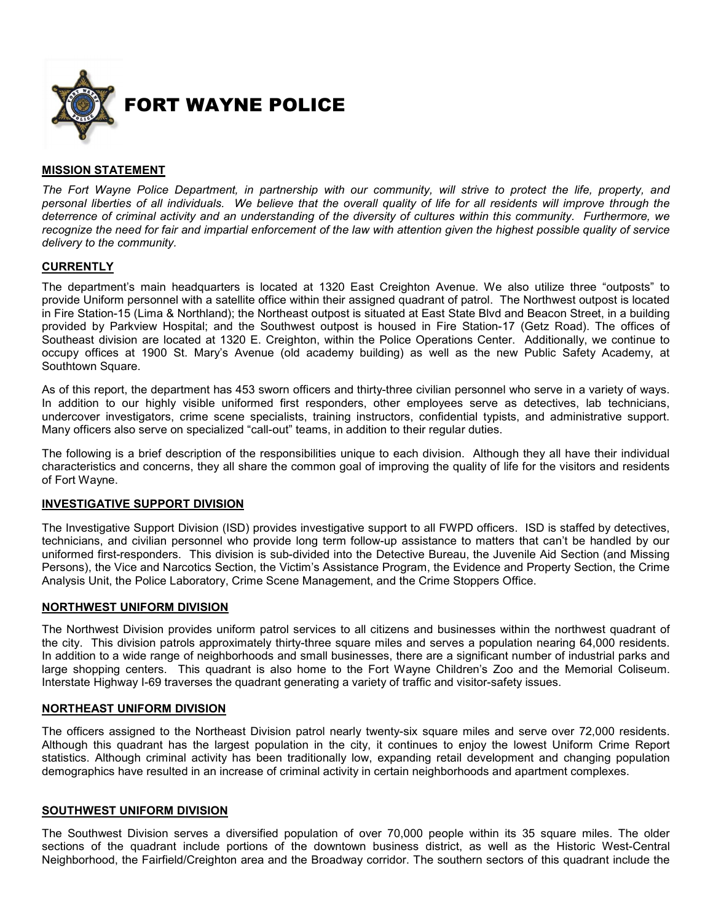# FORT WAYNE POLICE

## MISSION STATEMENT

*The Fort Wayne Police Department, in partnership with our community, will strive to protect the life, property, and personal liberties of all individuals. We believe that the overall quality of life for all residents will improve through the deterrence of criminal activity and an understanding of the diversity of cultures within this community. Furthermore, we recognize the need for fair and impartial enforcement of the law with attention given the highest possible quality of service delivery to the community.*

## CURRENTLY

The department's main headquarters is located at 1320 East Creighton Avenue. We also utilize three "outposts" to provide Uniform personnel with a satellite office within their assigned quadrant of patrol. The Northwest outpost is located in Fire Station-15 (Lima & Northland); the Northeast outpost is situated at East State Blvd and Beacon Street, in a building provided by Parkview Hospital; and the Southwest outpost is housed in Fire Station-17 (Getz Road). The offices of Southeast division are located at 1320 E. Creighton, within the Police Operations Center. Additionally, we continue to occupy offices at 1900 St. Mary's Avenue (old academy building) as well as the new Public Safety Academy, at Southtown Square.

As of this report, the department has 453 sworn officers and thirty-three civilian personnel who serve in a variety of ways. In addition to our highly visible uniformed first responders, other employees serve as detectives, lab technicians, undercover investigators, crime scene specialists, training instructors, confidential typists, and administrative support. Many officers also serve on specialized "call-out" teams, in addition to their regular duties.

The following is a brief description of the responsibilities unique to each division. Although they all have their individual characteristics and concerns, they all share the common goal of improving the quality of life for the visitors and residents of Fort Wayne.

## INVESTIGATIVE SUPPORT DIVISION

The Investigative Support Division (ISD) provides investigative support to all FWPD officers. ISD is staffed by detectives, technicians, and civilian personnel who provide long term follow-up assistance to matters that can't be handled by our uniformed first-responders. This division is sub-divided into the Detective Bureau, the Juvenile Aid Section (and Missing Persons), the Vice and Narcotics Section, the Victim's Assistance Program, the Evidence and Property Section, the Crime Analysis Unit, the Police Laboratory, Crime Scene Management, and the Crime Stoppers Office.

## NORTHWEST UNIFORM DIVISION

The Northwest Division provides uniform patrol services to all citizens and businesses within the northwest quadrant of the city. This division patrols approximately thirty-three square miles and serves a population nearing 64,000 residents. In addition to a wide range of neighborhoods and small businesses, there are a significant number of industrial parks and large shopping centers. This quadrant is also home to the Fort Wayne Children's Zoo and the Memorial Coliseum. Interstate Highway I-69 traverses the quadrant generating a variety of traffic and visitor-safety issues.

## NORTHEAST UNIFORM DIVISION

The officers assigned to the Northeast Division patrol nearly twenty-six square miles and serve over 72,000 residents. Although this quadrant has the largest population in the city, it continues to enjoy the lowest Uniform Crime Report statistics. Although criminal activity has been traditionally low, expanding retail development and changing population demographics have resulted in an increase of criminal activity in certain neighborhoods and apartment complexes.

## SOUTHWEST UNIFORM DIVISION

The Southwest Division serves a diversified population of over 70,000 people within its 35 square miles. The older sections of the quadrant include portions of the downtown business district, as well as the Historic West-Central Neighborhood, the Fairfield/Creighton area and the Broadway corridor. The southern sectors of this quadrant include the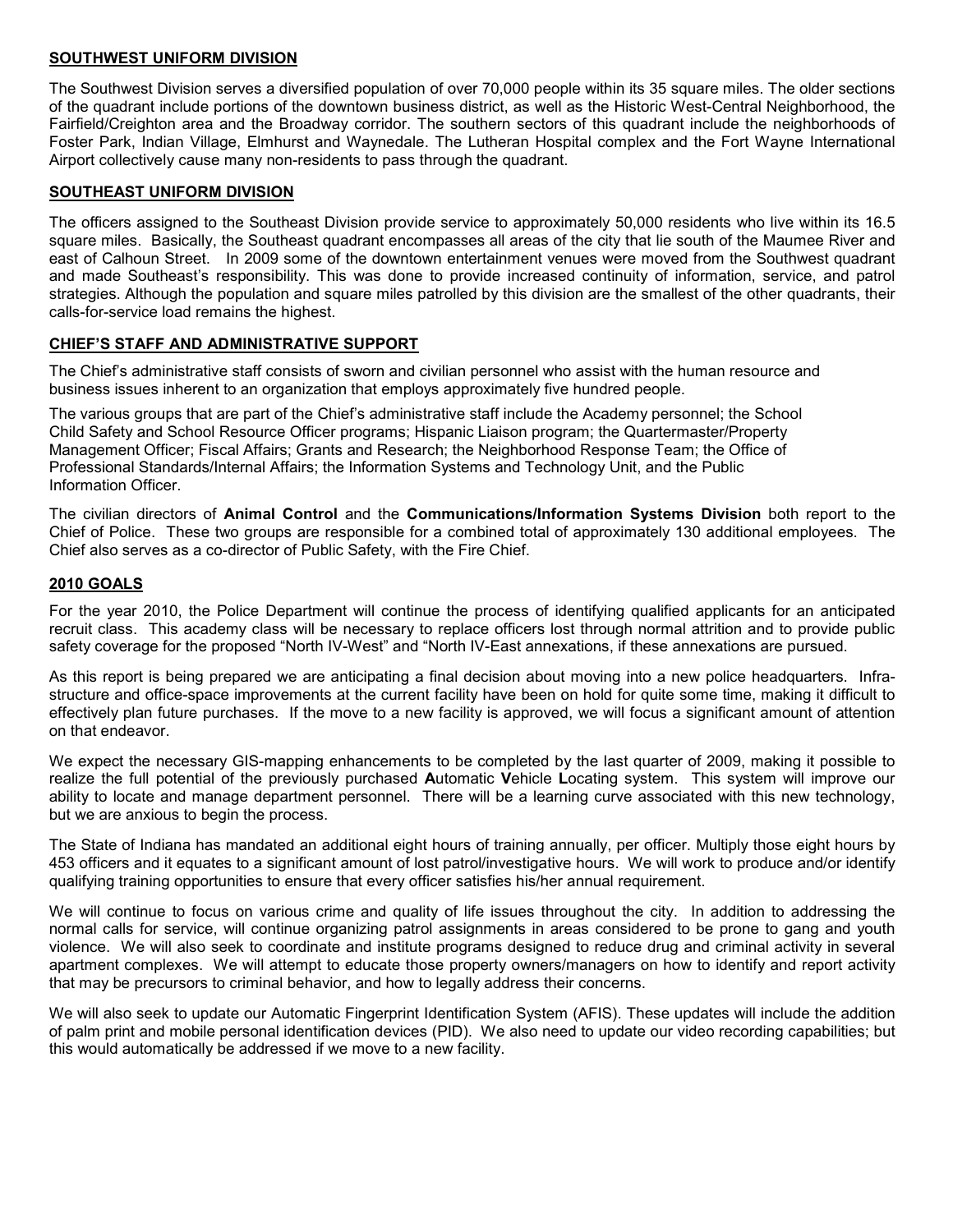## SOUTHWEST UNIFORM DIVISION

The Southwest Division serves a diversified population of over 70,000 people within its 35 square miles. The older sections of the quadrant include portions of the downtown business district, as well as the Historic West-Central Neighborhood, the Fairfield/Creighton area and the Broadway corridor. The southern sectors of this quadrant include the neighborhoods of Foster Park, Indian Village, Elmhurst and Waynedale. The Lutheran Hospital complex and the Fort Wayne International Airport collectively cause many non-residents to pass through the quadrant.

## SOUTHEAST UNIFORM DIVISION

The officers assigned to the Southeast Division provide service to approximately 50,000 residents who live within its 16.5 square miles. Basically, the Southeast quadrant encompasses all areas of the city that lie south of the Maumee River and east of Calhoun Street. In 2009 some of the downtown entertainment venues were moved from the Southwest quadrant and made Southeast's responsibility. This was done to provide increased continuity of information, service, and patrol strategies. Although the population and square miles patrolled by this division are the smallest of the other quadrants, their calls-for-service load remains the highest.

## CHIEF'S STAFF AND ADMINISTRATIVE SUPPORT

The Chief's administrative staff consists of sworn and civilian personnel who assist with the human resource and business issues inherent to an organization that employs approximately five hundred people.

The various groups that are part of the Chief's administrative staff include the Academy personnel; the School Child Safety and School Resource Officer programs; Hispanic Liaison program; the Quartermaster/Property Management Officer; Fiscal Affairs; Grants and Research; the Neighborhood Response Team; the Office of Professional Standards/Internal Affairs; the Information Systems and Technology Unit, and the Public Information Officer.

The civilian directors of **Animal Control** and the **Communications/Information Systems Division** both report to the Chief of Police. These two groups are responsible for a combined total of approximately 130 additional employees. The Chief also serves as a co-director of Public Safety, with the Fire Chief.

## 2010 GOALS

For the year 2010, the Police Department will continue the process of identifying qualified applicants for an anticipated recruit class. This academy class will be necessary to replace officers lost through normal attrition and to provide public safety coverage for the proposed "North IV-West" and "North IV-East annexations, if these annexations are pursued.

As this report is being prepared we are anticipating a final decision about moving into a new police headquarters. Infra-structure and office-space improvements at the current facility have been on hold for quite some time, making it difficult to effectively plan future purchases. If the move to a new facility is approved, we will focus a significant amount of attention on that endeavor.

We expect the necessary GIS-mapping enhancements to be completed by the last quarter of 2009, making it possible to realize the full potential of the previously purchased **A**utomatic **V**ehicle **L**ocating system. This system will improve our ability to locate and manage department personnel. There will be a learning curve associated with this new technology, but we are anxious to begin the process.

The State of Indiana has mandated an additional eight hours of training annually, per officer. Multiply those eight hours by 453 officers and it equates to a significant amount of lost patrol/investigative hours. We will work to produce and/or identify qualifying training opportunities to ensure that every officer satisfies his/her annual requirement.

We will continue to focus on various crime and quality of life issues throughout the city. In addition to addressing the normal calls for service, will continue organizing patrol assignments in areas considered to be prone to gang and youth violence. We will also seek to coordinate and institute programs designed to reduce drug and criminal activity in several apartment complexes. We will attempt to educate those property owners/managers on how to identify and report activity that may be precursors to criminal behavior, and how to legally address their concerns.

We will also seek to update our Automatic Fingerprint Identification System (AFIS). These updates will include the addition of palm print and mobile personal identification devices (PID). We also need to update our video recording capabilities; but this would automatically be addressed if we move to a new facility.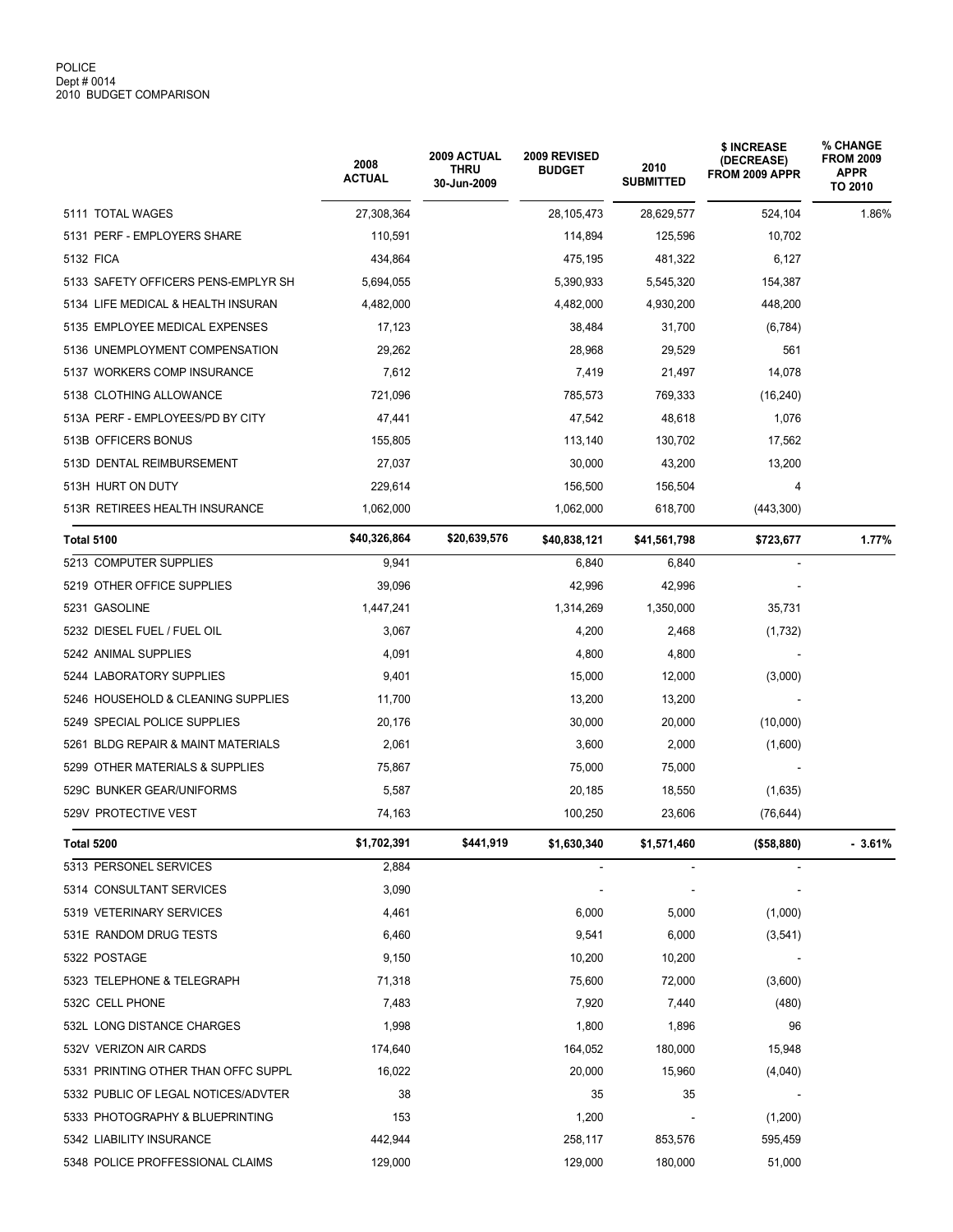POLICE
Dept # 0014
2010 BUDGET COMPARISON

| | 2008 ACTUAL | 2009 ACTUAL THRU 30-Jun-2009 | 2009 REVISED BUDGET | 2010 SUBMITTED | $ INCREASE (DECREASE) FROM 2009 APPR | % CHANGE FROM 2009 APPR TO 2010 |
|---|---|---|---|---|---|---|
| 5111 TOTAL WAGES | 27,308,364 | | 28,105,473 | 28,629,577 | 524,104 | 1.86% |
| 5131 PERF - EMPLOYERS SHARE | 110,591 | | 114,894 | 125,596 | 10,702 | |
| 5132 FICA | 434,864 | | 475,195 | 481,322 | 6,127 | |
| 5133 SAFETY OFFICERS PENS-EMPLYR SH | 5,694,055 | | 5,390,933 | 5,545,320 | 154,387 | |
| 5134 LIFE MEDICAL & HEALTH INSURAN | 4,482,000 | | 4,482,000 | 4,930,200 | 448,200 | |
| 5135 EMPLOYEE MEDICAL EXPENSES | 17,123 | | 38,484 | 31,700 | (6,784) | |
| 5136 UNEMPLOYMENT COMPENSATION | 29,262 | | 28,968 | 29,529 | 561 | |
| 5137 WORKERS COMP INSURANCE | 7,612 | | 7,419 | 21,497 | 14,078 | |
| 5138 CLOTHING ALLOWANCE | 721,096 | | 785,573 | 769,333 | (16,240) | |
| 513A PERF - EMPLOYEES/PD BY CITY | 47,441 | | 47,542 | 48,618 | 1,076 | |
| 513B OFFICERS BONUS | 155,805 | | 113,140 | 130,702 | 17,562 | |
| 513D DENTAL REIMBURSEMENT | 27,037 | | 30,000 | 43,200 | 13,200 | |
| 513H HURT ON DUTY | 229,614 | | 156,500 | 156,504 | 4 | |
| 513R RETIREES HEALTH INSURANCE | 1,062,000 | | 1,062,000 | 618,700 | (443,300) | |
| **Total 5100** | **$40,326,864** | **$20,639,576** | **$40,838,121** | **$41,561,798** | **$723,677** | **1.77%** |
| 5213 COMPUTER SUPPLIES | 9,941 | | 6,840 | 6,840 | - | |
| 5219 OTHER OFFICE SUPPLIES | 39,096 | | 42,996 | 42,996 | - | |
| 5231 GASOLINE | 1,447,241 | | 1,314,269 | 1,350,000 | 35,731 | |
| 5232 DIESEL FUEL / FUEL OIL | 3,067 | | 4,200 | 2,468 | (1,732) | |
| 5242 ANIMAL SUPPLIES | 4,091 | | 4,800 | 4,800 | - | |
| 5244 LABORATORY SUPPLIES | 9,401 | | 15,000 | 12,000 | (3,000) | |
| 5246 HOUSEHOLD & CLEANING SUPPLIES | 11,700 | | 13,200 | 13,200 | - | |
| 5249 SPECIAL POLICE SUPPLIES | 20,176 | | 30,000 | 20,000 | (10,000) | |
| 5261 BLDG REPAIR & MAINT MATERIALS | 2,061 | | 3,600 | 2,000 | (1,600) | |
| 5299 OTHER MATERIALS & SUPPLIES | 75,867 | | 75,000 | 75,000 | - | |
| 529C BUNKER GEAR/UNIFORMS | 5,587 | | 20,185 | 18,550 | (1,635) | |
| 529V PROTECTIVE VEST | 74,163 | | 100,250 | 23,606 | (76,644) | |
| **Total 5200** | **$1,702,391** | **$441,919** | **$1,630,340** | **$1,571,460** | **($58,880)** | **- 3.61%** |
| 5313 PERSONEL SERVICES | 2,884 | | - | - | - | |
| 5314 CONSULTANT SERVICES | 3,090 | | - | - | - | |
| 5319 VETERINARY SERVICES | 4,461 | | 6,000 | 5,000 | (1,000) | |
| 531E RANDOM DRUG TESTS | 6,460 | | 9,541 | 6,000 | (3,541) | |
| 5322 POSTAGE | 9,150 | | 10,200 | 10,200 | - | |
| 5323 TELEPHONE & TELEGRAPH | 71,318 | | 75,600 | 72,000 | (3,600) | |
| 532C CELL PHONE | 7,483 | | 7,920 | 7,440 | (480) | |
| 532L LONG DISTANCE CHARGES | 1,998 | | 1,800 | 1,896 | 96 | |
| 532V VERIZON AIR CARDS | 174,640 | | 164,052 | 180,000 | 15,948 | |
| 5331 PRINTING OTHER THAN OFFC SUPPL | 16,022 | | 20,000 | 15,960 | (4,040) | |
| 5332 PUBLIC OF LEGAL NOTICES/ADVTER | 38 | | 35 | 35 | - | |
| 5333 PHOTOGRAPHY & BLUEPRINTING | 153 | | 1,200 | - | (1,200) | |
| 5342 LIABILITY INSURANCE | 442,944 | | 258,117 | 853,576 | 595,459 | |
| 5348 POLICE PROFFESSIONAL CLAIMS | 129,000 | | 129,000 | 180,000 | 51,000 | |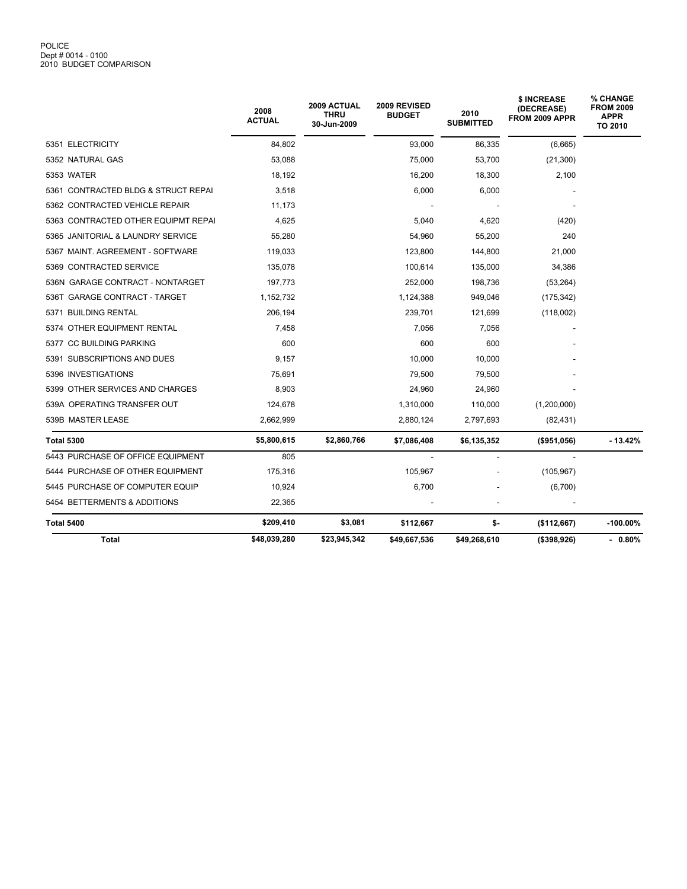POLICE
Dept # 0014 - 0100
2010 BUDGET COMPARISON

| | 2008 ACTUAL | 2009 ACTUAL THRU 30-Jun-2009 | 2009 REVISED BUDGET | 2010 SUBMITTED | $ INCREASE (DECREASE) FROM 2009 APPR | % CHANGE FROM 2009 APPR TO 2010 |
|---|---|---|---|---|---|---|
| 5351 ELECTRICITY | 84,802 | | 93,000 | 86,335 | (6,665) | |
| 5352 NATURAL GAS | 53,088 | | 75,000 | 53,700 | (21,300) | |
| 5353 WATER | 18,192 | | 16,200 | 18,300 | 2,100 | |
| 5361 CONTRACTED BLDG & STRUCT REPAI | 3,518 | | 6,000 | 6,000 | - | |
| 5362 CONTRACTED VEHICLE REPAIR | 11,173 | | - | - | - | |
| 5363 CONTRACTED OTHER EQUIPMT REPAI | 4,625 | | 5,040 | 4,620 | (420) | |
| 5365 JANITORIAL & LAUNDRY SERVICE | 55,280 | | 54,960 | 55,200 | 240 | |
| 5367 MAINT. AGREEMENT - SOFTWARE | 119,033 | | 123,800 | 144,800 | 21,000 | |
| 5369 CONTRACTED SERVICE | 135,078 | | 100,614 | 135,000 | 34,386 | |
| 536N GARAGE CONTRACT - NONTARGET | 197,773 | | 252,000 | 198,736 | (53,264) | |
| 536T GARAGE CONTRACT - TARGET | 1,152,732 | | 1,124,388 | 949,046 | (175,342) | |
| 5371 BUILDING RENTAL | 206,194 | | 239,701 | 121,699 | (118,002) | |
| 5374 OTHER EQUIPMENT RENTAL | 7,458 | | 7,056 | 7,056 | - | |
| 5377 CC BUILDING PARKING | 600 | | 600 | 600 | - | |
| 5391 SUBSCRIPTIONS AND DUES | 9,157 | | 10,000 | 10,000 | - | |
| 5396 INVESTIGATIONS | 75,691 | | 79,500 | 79,500 | - | |
| 5399 OTHER SERVICES AND CHARGES | 8,903 | | 24,960 | 24,960 | - | |
| 539A OPERATING TRANSFER OUT | 124,678 | | 1,310,000 | 110,000 | (1,200,000) | |
| 539B MASTER LEASE | 2,662,999 | | 2,880,124 | 2,797,693 | (82,431) | |
| **Total 5300** | **$5,800,615** | **$2,860,766** | **$7,086,408** | **$6,135,352** | **($951,056)** | **- 13.42%** |
| 5443 PURCHASE OF OFFICE EQUIPMENT | 805 | | - | - | - | |
| 5444 PURCHASE OF OTHER EQUIPMENT | 175,316 | | 105,967 | - | (105,967) | |
| 5445 PURCHASE OF COMPUTER EQUIP | 10,924 | | 6,700 | - | (6,700) | |
| 5454 BETTERMENTS & ADDITIONS | 22,365 | | - | - | - | |
| **Total 5400** | **$209,410** | **$3,081** | **$112,667** | **$-** | **($112,667)** | **-100.00%** |
| **Total** | **$48,039,280** | **$23,945,342** | **$49,667,536** | **$49,268,610** | **($398,926)** | **- 0.80%** |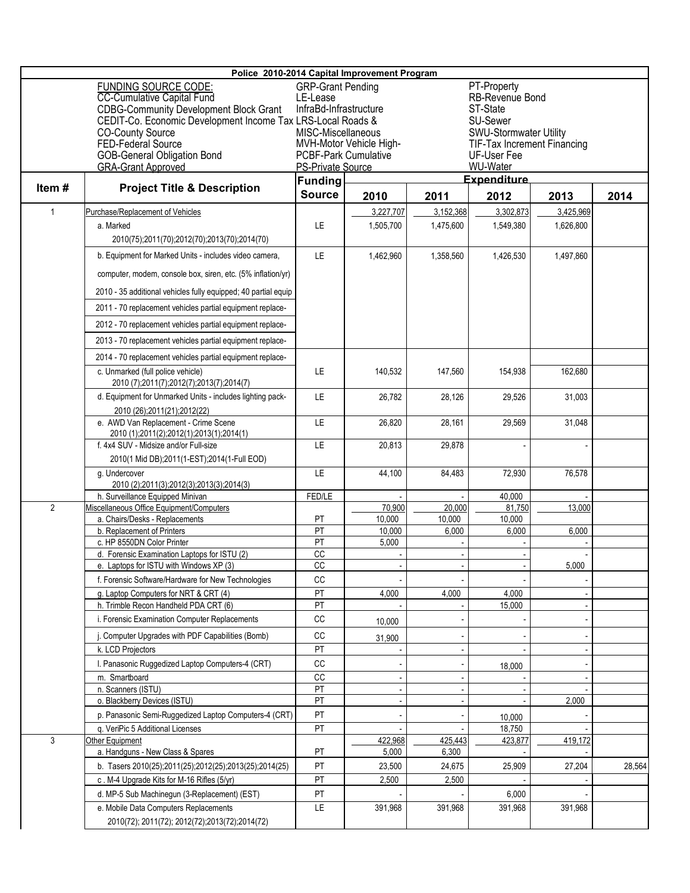# Police 2010-2014 Capital Improvement Program

**FUNDING SOURCE CODE:**

| | | |
|---|---|---|
| CC-Cumulative Capital Fund | GRP-Grant Pending | PT-Property |
| CDBG-Community Development Block Grant | LE-Lease | RB-Revenue Bond |
| CEDIT-Co. Economic Development Income Tax | InfraBd-Infrastructure | ST-State |
| CO-County Source | LRS-Local Roads & | SU-Sewer |
| FED-Federal Source | MISC-Miscellaneous | SWU-Stormwater Utility |
| GOB-General Obligation Bond | MVH-Motor Vehicle High- | TIF-Tax Increment Financing |
| GRA-Grant Approved | PCBF-Park Cumulative | UF-User Fee |
| | PS-Private Source | WU-Water |

| Item # | Project Title & Description | Funding Source | Expenditure 2010 | 2011 | 2012 | 2013 | 2014 |
|---|---|---|---|---|---|---|---|
| 1 | Purchase/Replacement of Vehicles | | 3,227,707 | 3,152,368 | 3,302,873 | 3,425,969 | |
| | a. Marked<br>2010(75);2011(70);2012(70);2013(70);2014(70) | LE | 1,505,700 | 1,475,600 | 1,549,380 | 1,626,800 | |
| | b. Equipment for Marked Units - includes video camera, computer, modem, console box, siren, etc. (5% inflation/yr)<br>2010 - 35 additional vehicles fully equipped; 40 partial equip<br>2011 - 70 replacement vehicles partial equipment replace-<br>2012 - 70 replacement vehicles partial equipment replace-<br>2013 - 70 replacement vehicles partial equipment replace-<br>2014 - 70 replacement vehicles partial equipment replace- | LE | 1,462,960 | 1,358,560 | 1,426,530 | 1,497,860 | |
| | c. Unmarked (full police vehicle)<br>2010 (7);2011(7);2012(7);2013(7);2014(7) | LE | 140,532 | 147,560 | 154,938 | 162,680 | |
| | d. Equipment for Unmarked Units - includes lighting pack-<br>2010 (26);2011(21);2012(22) | LE | 26,782 | 28,126 | 29,526 | 31,003 | |
| | e. AWD Van Replacement - Crime Scene<br>2010 (1);2011(2);2012(1);2013(1);2014(1) | LE | 26,820 | 28,161 | 29,569 | 31,048 | |
| | f. 4x4 SUV - Midsize and/or Full-size<br>2010(1 Mid DB);2011(1-EST);2014(1-Full EOD) | LE | 20,813 | 29,878 | - | - | |
| | g. Undercover<br>2010 (2);2011(3);2012(3);2013(3);2014(3) | LE | 44,100 | 84,483 | 72,930 | 76,578 | |
| | h. Surveillance Equipped Minivan | FED/LE | - | - | 40,000 | - | |
| 2 | Miscellaneous Office Equipment/Computers | | 70,900 | 20,000 | 81,750 | 13,000 | |
| | a. Chairs/Desks - Replacements | PT | 10,000 | 10,000 | 10,000 | | |
| | b. Replacement of Printers | PT | 10,000 | 6,000 | 6,000 | 6,000 | |
| | c. HP 8550DN Color Printer | PT | 5,000 | - | - | - | |
| | d. Forensic Examination Laptops for ISTU (2) | CC | - | - | - | - | |
| | e. Laptops for ISTU with Windows XP (3) | CC | - | - | - | 5,000 | |
| | f. Forensic Software/Hardware for New Technologies | CC | - | - | - | - | |
| | g. Laptop Computers for NRT & CRT (4) | PT | 4,000 | 4,000 | 4,000 | - | |
| | h. Trimble Recon Handheld PDA CRT (6) | PT | - | - | 15,000 | - | |
| | i. Forensic Examination Computer Replacements | CC | 10,000 | - | - | - | |
| | j. Computer Upgrades with PDF Capabilities (Bomb) | CC | 31,900 | - | - | - | |
| | k. LCD Projectors | PT | - | - | - | - | |
| | l. Panasonic Ruggedized Laptop Computers-4 (CRT) | CC | - | - | 18,000 | - | |
| | m. Smartboard | CC | - | - | - | - | |
| | n. Scanners (ISTU) | PT | - | - | - | - | |
| | o. Blackberry Devices (ISTU) | PT | - | - | - | 2,000 | |
| | p. Panasonic Semi-Ruggedized Laptop Computers-4 (CRT) | PT | - | - | 10,000 | - | |
| | q. VeriPic 5 Additional Licenses | PT | - | - | 18,750 | - | |
| 3 | Other Equipment | | 422,968 | 425,443 | 423,877 | 419,172 | |
| | a. Handguns - New Class & Spares | PT | 5,000 | 6,300 | - | - | |
| | b. Tasers 2010(25);2011(25);2012(25);2013(25);2014(25) | PT | 23,500 | 24,675 | 25,909 | 27,204 | 28,564 |
| | c . M-4 Upgrade Kits for M-16 Rifles (5/yr) | PT | 2,500 | 2,500 | - | - | |
| | d. MP-5 Sub Machinegun (3-Replacement) (EST) | PT | - | - | 6,000 | - | |
| | e. Mobile Data Computers Replacements<br>2010(72); 2011(72); 2012(72);2013(72);2014(72) | LE | 391,968 | 391,968 | 391,968 | 391,968 | |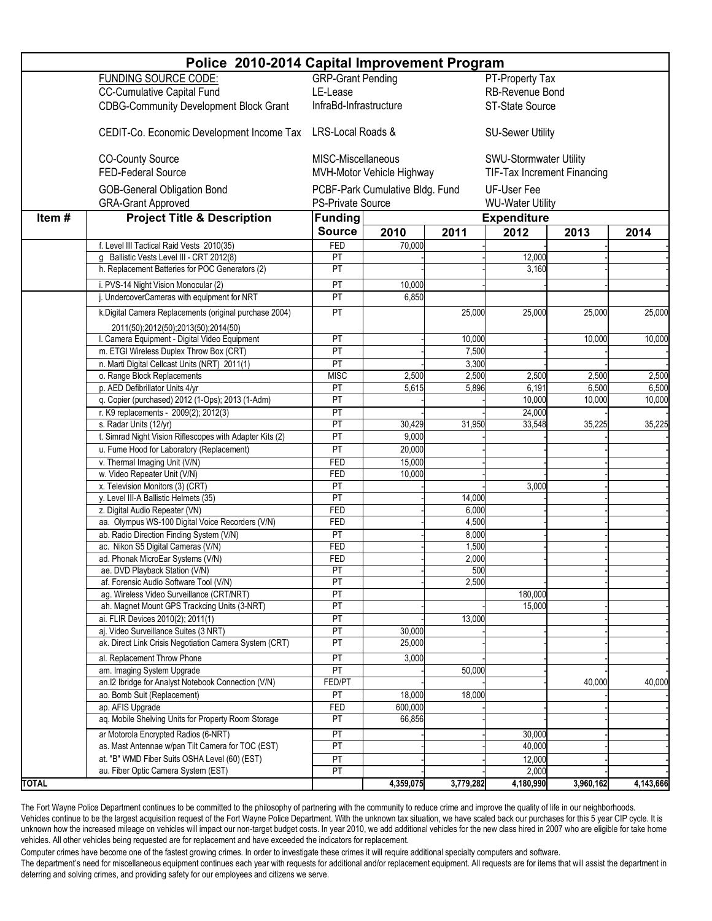# Police 2010-2014 Capital Improvement Program

| FUNDING SOURCE CODE: | | |
|---|---|---|
| CC-Cumulative Capital Fund | GRP-Grant Pending | PT-Property Tax |
| CDBG-Community Development Block Grant | LE-Lease | RB-Revenue Bond |
| | InfraBd-Infrastructure | ST-State Source |
| CEDIT-Co. Economic Development Income Tax | LRS-Local Roads & | SU-Sewer Utility |
| CO-County Source | MISC-Miscellaneous | SWU-Stormwater Utility |
| FED-Federal Source | MVH-Motor Vehicle Highway | TIF-Tax Increment Financing |
| GOB-General Obligation Bond | PCBF-Park Cumulative Bldg. Fund | UF-User Fee |
| GRA-Grant Approved | PS-Private Source | WU-Water Utility |

| Item # | Project Title & Description | Funding Source | Expenditure 2010 | 2011 | 2012 | 2013 | 2014 |
|---|---|---|---|---|---|---|---|
| | f. Level III Tactical Raid Vests 2010(35) | FED | 70,000 | - | - | - | - |
| | g Ballistic Vests Level III - CRT 2012(8) | PT | | - | 12,000 | - | - |
| | h. Replacement Batteries for POC Generators (2) | PT | - | - | 3,160 | - | - |
| | i. PVS-14 Night Vision Monocular (2) | PT | 10,000 | - | - | - | - |
| | j. UndercoverCameras with equipment for NRT | PT | 6,850 | | | | |
| | k.Digital Camera Replacements (original purchase 2004) 2011(50);2012(50);2013(50);2014(50) | PT | | 25,000 | 25,000 | 25,000 | 25,000 |
| | l. Camera Equipment - Digital Video Equipment | PT | - | 10,000 | - | 10,000 | 10,000 |
| | m. ETGI Wireless Duplex Throw Box (CRT) | PT | - | 7,500 | | | |
| | n. Marti Digital Cellcast Units (NRT) 2011(1) | PT | - | 3,300 | | | |
| | o. Range Block Replacements | MISC | 2,500 | 2,500 | 2,500 | 2,500 | 2,500 |
| | p. AED Defibrillator Units 4/yr | PT | 5,615 | 5,896 | 6,191 | 6,500 | 6,500 |
| | q. Copier (purchased) 2012 (1-Ops); 2013 (1-Adm) | PT | - | - | 10,000 | 10,000 | 10,000 |
| | r. K9 replacements - 2009(2); 2012(3) | PT | | | 24,000 | | - |
| | s. Radar Units (12/yr) | PT | 30,429 | 31,950 | 33,548 | 35,225 | 35,225 |
| | t. Simrad Night Vision Riflescopes with Adapter Kits (2) | PT | 9,000 | - | | | |
| | u. Fume Hood for Laboratory (Replacement) | PT | 20,000 | - | | | |
| | v. Thermal Imaging Unit (V/N) | FED | 15,000 | - | - | - | - |
| | w. Video Repeater Unit (V/N) | FED | 10,000 | - | - | - | - |
| | x. Television Monitors (3) (CRT) | PT | | - | 3,000 | - | - |
| | y. Level III-A Ballistic Helmets (35) | PT | - | 14,000 | | - | - |
| | z. Digital Audio Repeater (VN) | FED | - | 6,000 | | - | - |
| | aa. Olympus WS-100 Digital Voice Recorders (V/N) | FED | - | 4,500 | | - | - |
| | ab. Radio Direction Finding System (V/N) | PT | - | 8,000 | | - | - |
| | ac. Nikon S5 Digital Cameras (V/N) | FED | - | 1,500 | | - | - |
| | ad. Phonak MicroEar Systems (V/N) | FED | - | 2,000 | | - | - |
| | ae. DVD Playback Station (V/N) | PT | - | 500 | | - | - |
| | af. Forensic Audio Software Tool (V/N) | PT | - | 2,500 | | - | - |
| | ag. Wireless Video Surveillance (CRT/NRT) | PT | | | 180,000 | - | - |
| | ah. Magnet Mount GPS Trackcing Units (3-NRT) | PT | - | | 15,000 | - | - |
| | ai. FLIR Devices 2010(2); 2011(1) | PT | - | 13,000 | | - | - |
| | aj. Video Surveillance Suites (3 NRT) | PT | 30,000 | - | | - | - |
| | ak. Direct Link Crisis Negotiation Camera System (CRT) | PT | 25,000 | - | | - | - |
| | al. Replacement Throw Phone | PT | 3,000 | - | | | |
| | am. Imaging System Upgrade | PT | - | 50,000 | | - | - |
| | an.I2 Ibridge for Analyst Notebook Connection (V/N) | FED/PT | - | - | | 40,000 | 40,000 |
| | ao. Bomb Suit (Replacement) | PT | 18,000 | 18,000 | | - | - |
| | ap. AFIS Upgrade | FED | 600,000 | - | | - | - |
| | aq. Mobile Shelving Units for Property Room Storage | PT | 66,856 | - | | - | - |
| | ar Motorola Encrypted Radios (6-NRT) | PT | - | - | 30,000 | - | - |
| | as. Mast Antennae w/pan Tilt Camera for TOC (EST) | PT | - | - | 40,000 | - | - |
| | at. "B" WMD Fiber Suits OSHA Level (60) (EST) | PT | - | - | 12,000 | - | - |
| | au. Fiber Optic Camera System (EST) | PT | - | - | 2,000 | - | - |
| **TOTAL** | | | **4,359,075** | **3,779,282** | **4,180,990** | **3,960,162** | **4,143,666** |

The Fort Wayne Police Department continues to be committed to the philosophy of partnering with the community to reduce crime and improve the quality of life in our neighborhoods. Vehicles continue to be the largest acquisition request of the Fort Wayne Police Department. With the unknown tax situation, we have scaled back our purchases for this 5 year CIP cycle. It is unknown how the increased mileage on vehicles will impact our non-target budget costs. In year 2010, we add additional vehicles for the new class hired in 2007 who are eligible for take home vehicles. All other vehicles being requested are for replacement and have exceeded the indicators for replacement.

Computer crimes have become one of the fastest growing crimes. In order to investigate these crimes it will require additional specialty computers and software.

The department's need for miscellaneous equipment continues each year with requests for additional and/or replacement equipment. All requests are for items that will assist the department in deterring and solving crimes, and providing safety for our employees and citizens we serve.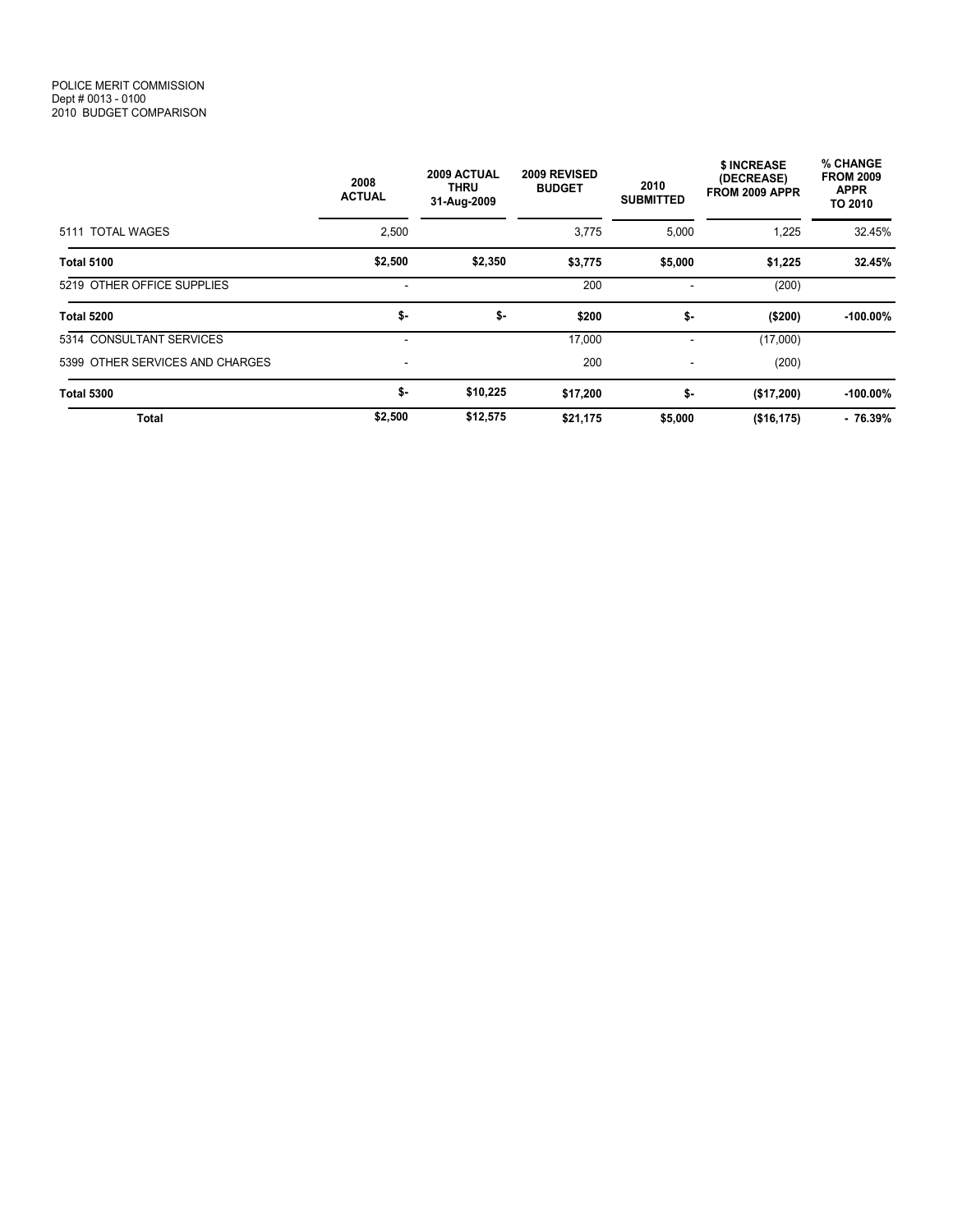POLICE MERIT COMMISSION
Dept # 0013 - 0100
2010 BUDGET COMPARISON

| | 2008 ACTUAL | 2009 ACTUAL THRU 31-Aug-2009 | 2009 REVISED BUDGET | 2010 SUBMITTED | $ INCREASE (DECREASE) FROM 2009 APPR | % CHANGE FROM 2009 APPR TO 2010 |
|---|---|---|---|---|---|---|
| 5111 TOTAL WAGES | 2,500 | | 3,775 | 5,000 | 1,225 | 32.45% |
| **Total 5100** | **$2,500** | **$2,350** | **$3,775** | **$5,000** | **$1,225** | **32.45%** |
| 5219 OTHER OFFICE SUPPLIES | - | | 200 | - | (200) | |
| **Total 5200** | **$-** | **$-** | **$200** | **$-** | **($200)** | **-100.00%** |
| 5314 CONSULTANT SERVICES | - | | 17,000 | - | (17,000) | |
| 5399 OTHER SERVICES AND CHARGES | - | | 200 | - | (200) | |
| **Total 5300** | **$-** | **$10,225** | **$17,200** | **$-** | **($17,200)** | **-100.00%** |
| **Total** | **$2,500** | **$12,575** | **$21,175** | **$5,000** | **($16,175)** | **- 76.39%** |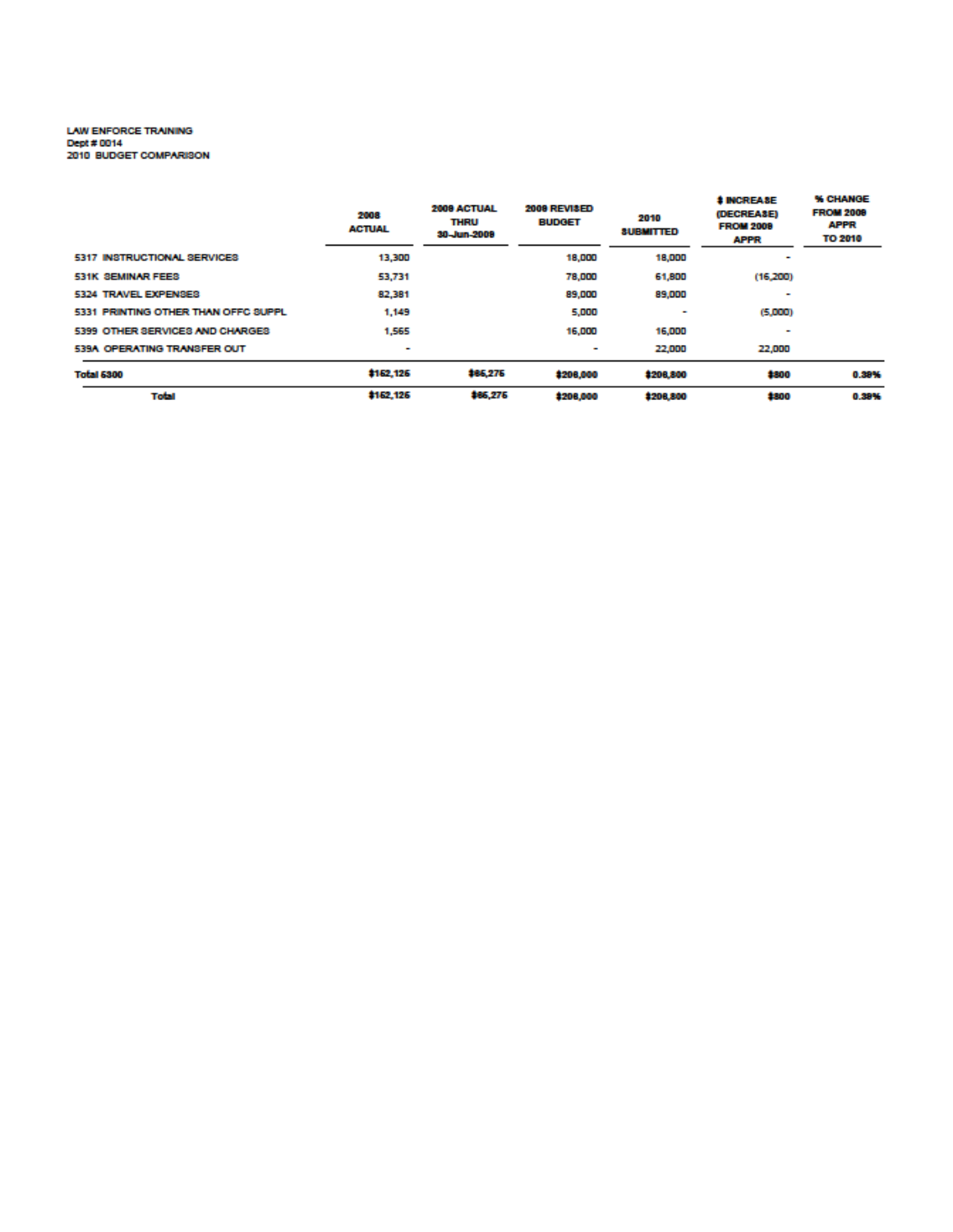LAW ENFORCE TRAINING
Dept # 0014
2010 BUDGET COMPARISON

| | 2008 ACTUAL | 2009 ACTUAL THRU 30-Jun-2009 | 2009 REVISED BUDGET | 2010 SUBMITTED | $ INCREASE (DECREASE) FROM 2009 APPR | % CHANGE FROM 2009 APPR TO 2010 |
|---|---|---|---|---|---|---|
| 5317 INSTRUCTIONAL SERVICES | 13,300 | | 18,000 | 18,000 | - | |
| 531K SEMINAR FEES | 53,731 | | 78,000 | 61,800 | (16,200) | |
| 5324 TRAVEL EXPENSES | 82,381 | | 89,000 | 89,000 | - | |
| 5331 PRINTING OTHER THAN OFFC SUPPL | 1,149 | | 5,000 | - | (5,000) | |
| 5399 OTHER SERVICES AND CHARGES | 1,565 | | 16,000 | 16,000 | - | |
| 539A OPERATING TRANSFER OUT | - | | - | 22,000 | 22,000 | |
| **Total 5300** | **$152,126** | **$85,275** | **$206,000** | **$206,800** | **$800** | **0.39%** |
| **Total** | **$152,126** | **$85,275** | **$206,000** | **$206,800** | **$800** | **0.39%** |